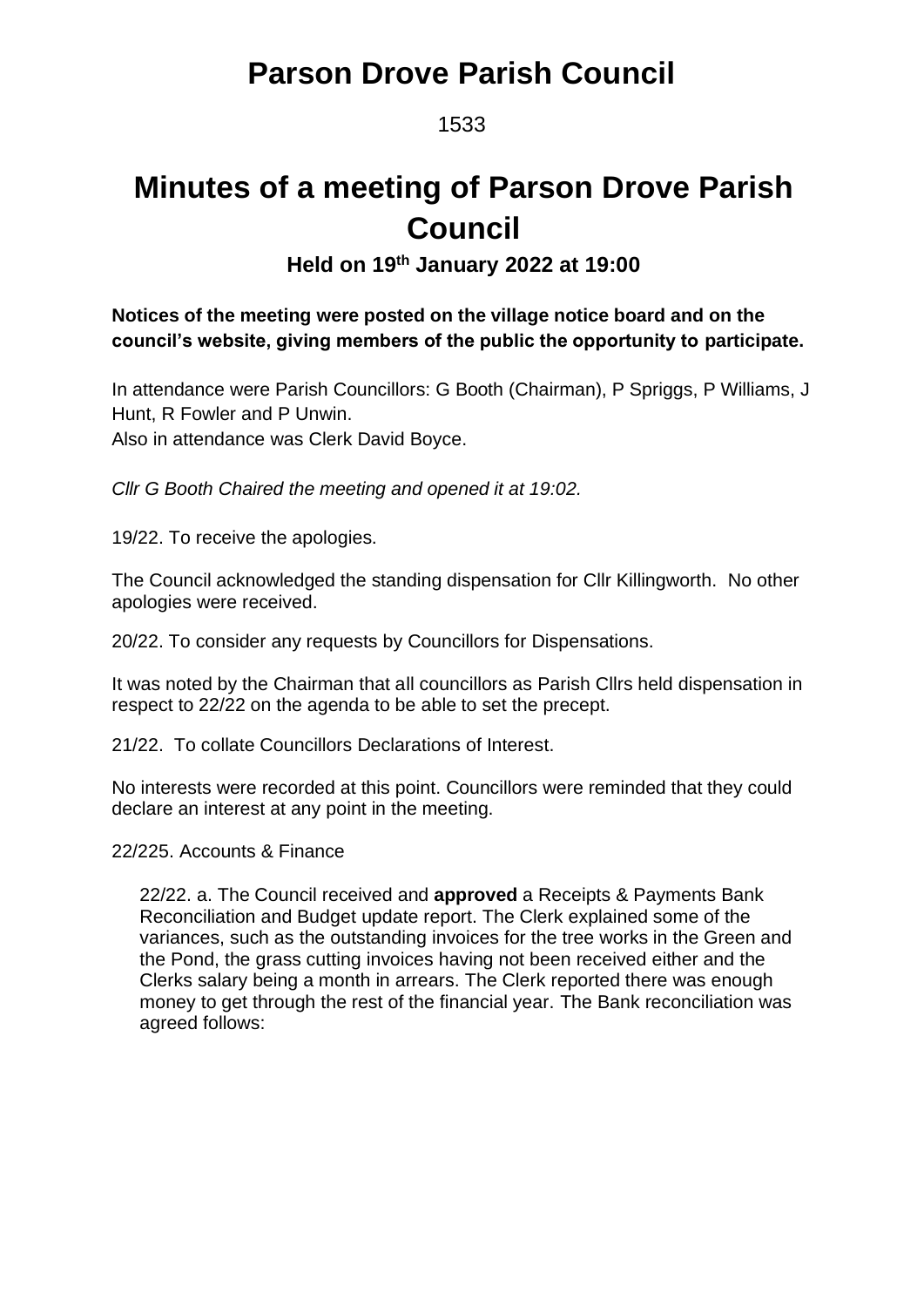# Parson Drove Parish Council

1533

# Minutes of a meeting of Parson Drove Parish Council

### Held on 19th January 2022 at 19:00

**Notices of the meeting were posted on the village notice board and on the council's website, giving members of the public the opportunity to participate.**

In attendance were Parish Councillors: G Booth (Chairman), P Spriggs, P Williams, J Hunt, R Fowler and P Unwin.
Also in attendance was Clerk David Boyce.

*Cllr G Booth Chaired the meeting and opened it at 19:02.*

19/22. To receive the apologies.

The Council acknowledged the standing dispensation for Cllr Killingworth. No other apologies were received.

20/22. To consider any requests by Councillors for Dispensations.

It was noted by the Chairman that all councillors as Parish Cllrs held dispensation in respect to 22/22 on the agenda to be able to set the precept.

21/22. To collate Councillors Declarations of Interest.

No interests were recorded at this point. Councillors were reminded that they could declare an interest at any point in the meeting.

22/225. Accounts & Finance

22/22. a. The Council received and **approved** a Receipts & Payments Bank Reconciliation and Budget update report. The Clerk explained some of the variances, such as the outstanding invoices for the tree works in the Green and the Pond, the grass cutting invoices having not been received either and the Clerks salary being a month in arrears. The Clerk reported there was enough money to get through the rest of the financial year. The Bank reconciliation was agreed follows: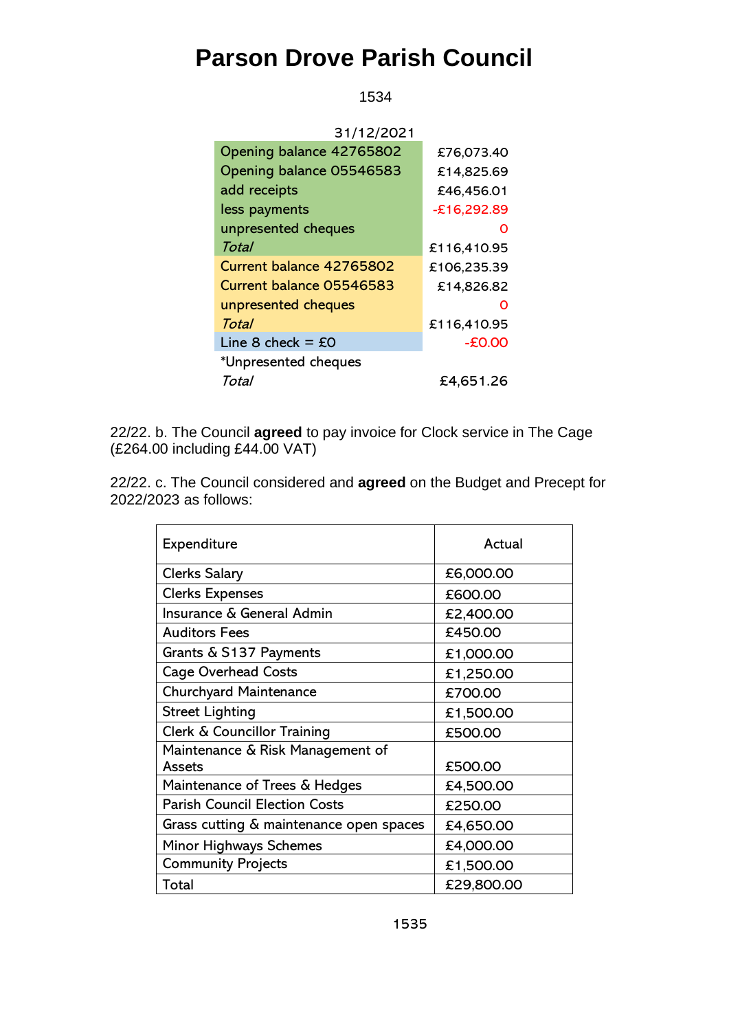# Parson Drove Parish Council

| 31/12/2021 | |
|---|---|
| Opening balance 42765802 | £76,073.40 |
| Opening balance 05546583 | £14,825.69 |
| add receipts | £46,456.01 |
| less payments | -£16,292.89 |
| unpresented cheques | 0 |
| *Total* | £116,410.95 |
| Current balance 42765802 | £106,235.39 |
| Current balance 05546583 | £14,826.82 |
| unpresented cheques | 0 |
| *Total* | £116,410.95 |
| Line 8 check = £0 | -£0.00 |
| *Unpresented cheques | |
| *Total* | £4,651.26 |

22/22. b. The Council **agreed** to pay invoice for Clock service in The Cage (£264.00 including £44.00 VAT)

22/22. c. The Council considered and **agreed** on the Budget and Precept for 2022/2023 as follows:

| Expenditure | Actual |
|---|---|
| Clerks Salary | £6,000.00 |
| Clerks Expenses | £600.00 |
| Insurance & General Admin | £2,400.00 |
| Auditors Fees | £450.00 |
| Grants & S137 Payments | £1,000.00 |
| Cage Overhead Costs | £1,250.00 |
| Churchyard Maintenance | £700.00 |
| Street Lighting | £1,500.00 |
| Clerk & Councillor Training | £500.00 |
| Maintenance & Risk Management of Assets | £500.00 |
| Maintenance of Trees & Hedges | £4,500.00 |
| Parish Council Election Costs | £250.00 |
| Grass cutting & maintenance open spaces | £4,650.00 |
| Minor Highways Schemes | £4,000.00 |
| Community Projects | £1,500.00 |
| Total | £29,800.00 |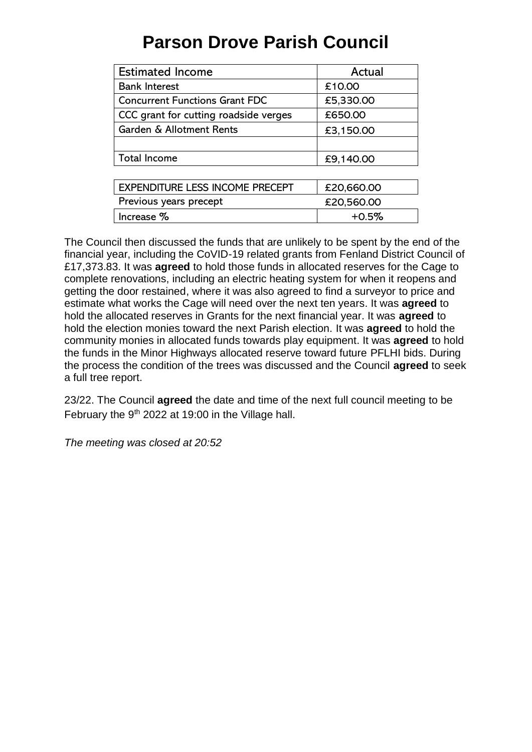# Parson Drove Parish Council

| Estimated Income | Actual |
|---|---|
| Bank Interest | £10.00 |
| Concurrent Functions Grant FDC | £5,330.00 |
| CCC grant for cutting roadside verges | £650.00 |
| Garden & Allotment Rents | £3,150.00 |
| | |
| Total Income | £9,140.00 |

| | |
|---|---|
| EXPENDITURE LESS INCOME PRECEPT | £20,660.00 |
| Previous years precept | £20,560.00 |
| Increase % | +0.5% |

The Council then discussed the funds that are unlikely to be spent by the end of the financial year, including the CoVID-19 related grants from Fenland District Council of £17,373.83. It was **agreed** to hold those funds in allocated reserves for the Cage to complete renovations, including an electric heating system for when it reopens and getting the door restained, where it was also agreed to find a surveyor to price and estimate what works the Cage will need over the next ten years. It was **agreed** to hold the allocated reserves in Grants for the next financial year. It was **agreed** to hold the election monies toward the next Parish election. It was **agreed** to hold the community monies in allocated funds towards play equipment. It was **agreed** to hold the funds in the Minor Highways allocated reserve toward future PFLHI bids. During the process the condition of the trees was discussed and the Council **agreed** to seek a full tree report.

23/22. The Council **agreed** the date and time of the next full council meeting to be February the 9th 2022 at 19:00 in the Village hall.

*The meeting was closed at 20:52*